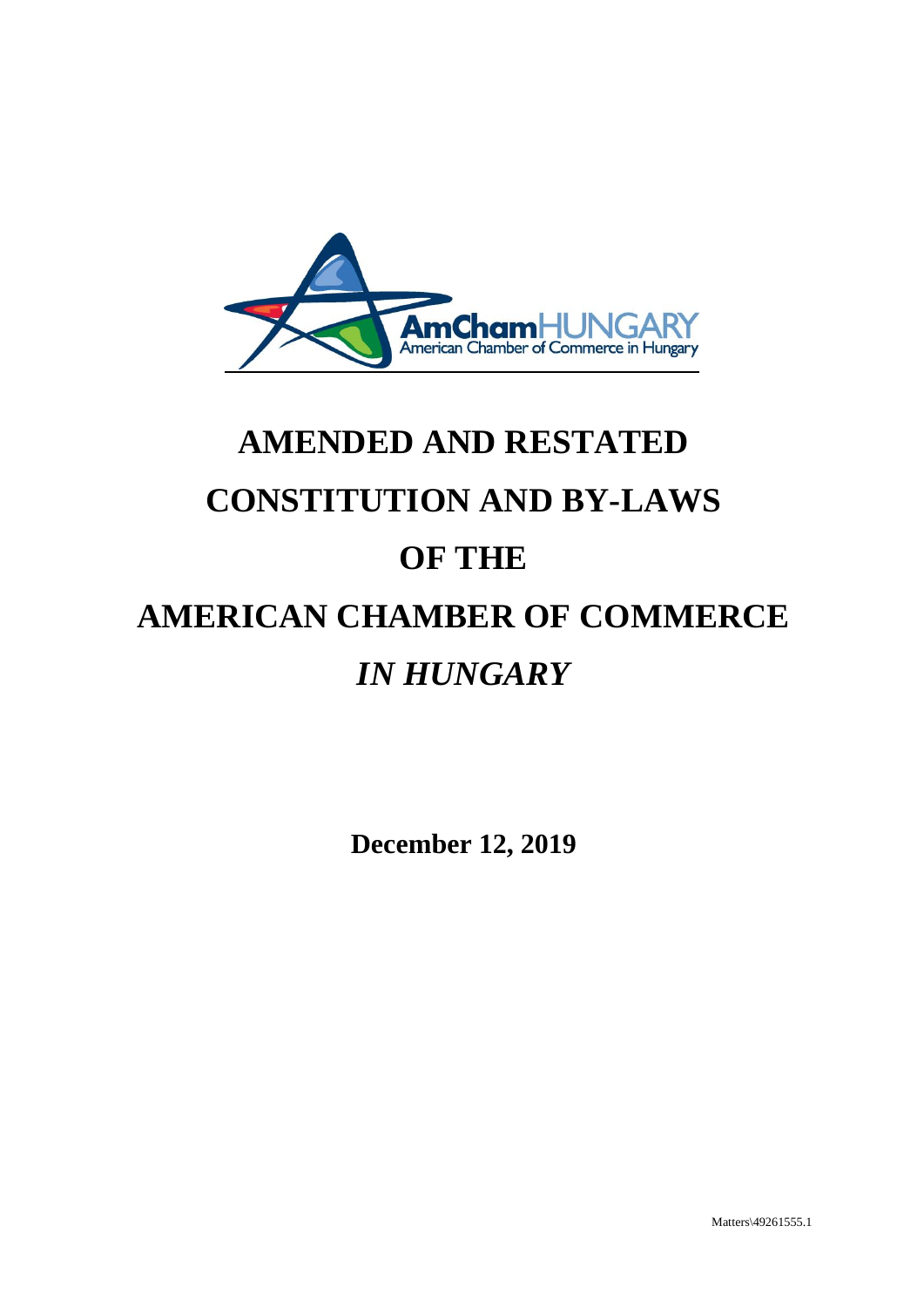AmChamHUNGARY
American Chamber of Commerce in Hungary

# AMENDED AND RESTATED CONSTITUTION AND BY-LAWS OF THE AMERICAN CHAMBER OF COMMERCE *IN HUNGARY*

**December 12, 2019**

Matters\49261555.1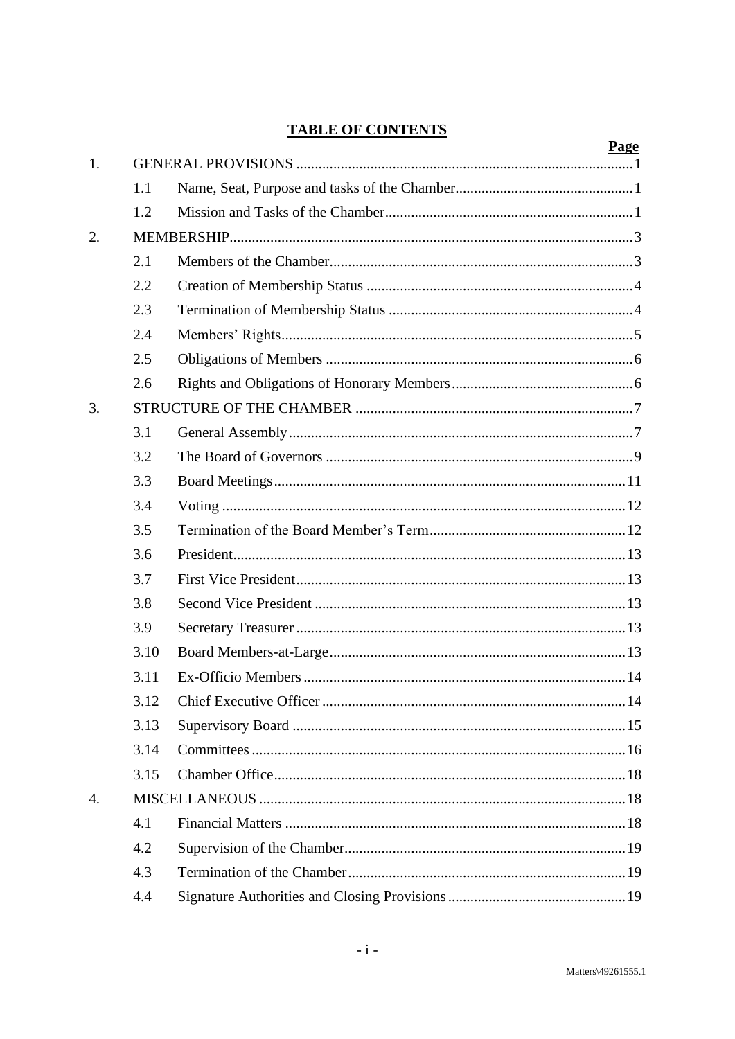# TABLE OF CONTENTS

| | | | Page |
|---|---|---|---|
| 1. | GENERAL PROVISIONS | | 1 |
| | 1.1 | Name, Seat, Purpose and tasks of the Chamber | 1 |
| | 1.2 | Mission and Tasks of the Chamber | 1 |
| 2. | MEMBERSHIP | | 3 |
| | 2.1 | Members of the Chamber | 3 |
| | 2.2 | Creation of Membership Status | 4 |
| | 2.3 | Termination of Membership Status | 4 |
| | 2.4 | Members' Rights | 5 |
| | 2.5 | Obligations of Members | 6 |
| | 2.6 | Rights and Obligations of Honorary Members | 6 |
| 3. | STRUCTURE OF THE CHAMBER | | 7 |
| | 3.1 | General Assembly | 7 |
| | 3.2 | The Board of Governors | 9 |
| | 3.3 | Board Meetings | 11 |
| | 3.4 | Voting | 12 |
| | 3.5 | Termination of the Board Member's Term | 12 |
| | 3.6 | President | 13 |
| | 3.7 | First Vice President | 13 |
| | 3.8 | Second Vice President | 13 |
| | 3.9 | Secretary Treasurer | 13 |
| | 3.10 | Board Members-at-Large | 13 |
| | 3.11 | Ex-Officio Members | 14 |
| | 3.12 | Chief Executive Officer | 14 |
| | 3.13 | Supervisory Board | 15 |
| | 3.14 | Committees | 16 |
| | 3.15 | Chamber Office | 18 |
| 4. | MISCELLANEOUS | | 18 |
| | 4.1 | Financial Matters | 18 |
| | 4.2 | Supervision of the Chamber | 19 |
| | 4.3 | Termination of the Chamber | 19 |
| | 4.4 | Signature Authorities and Closing Provisions | 19 |

Matters\49261555.1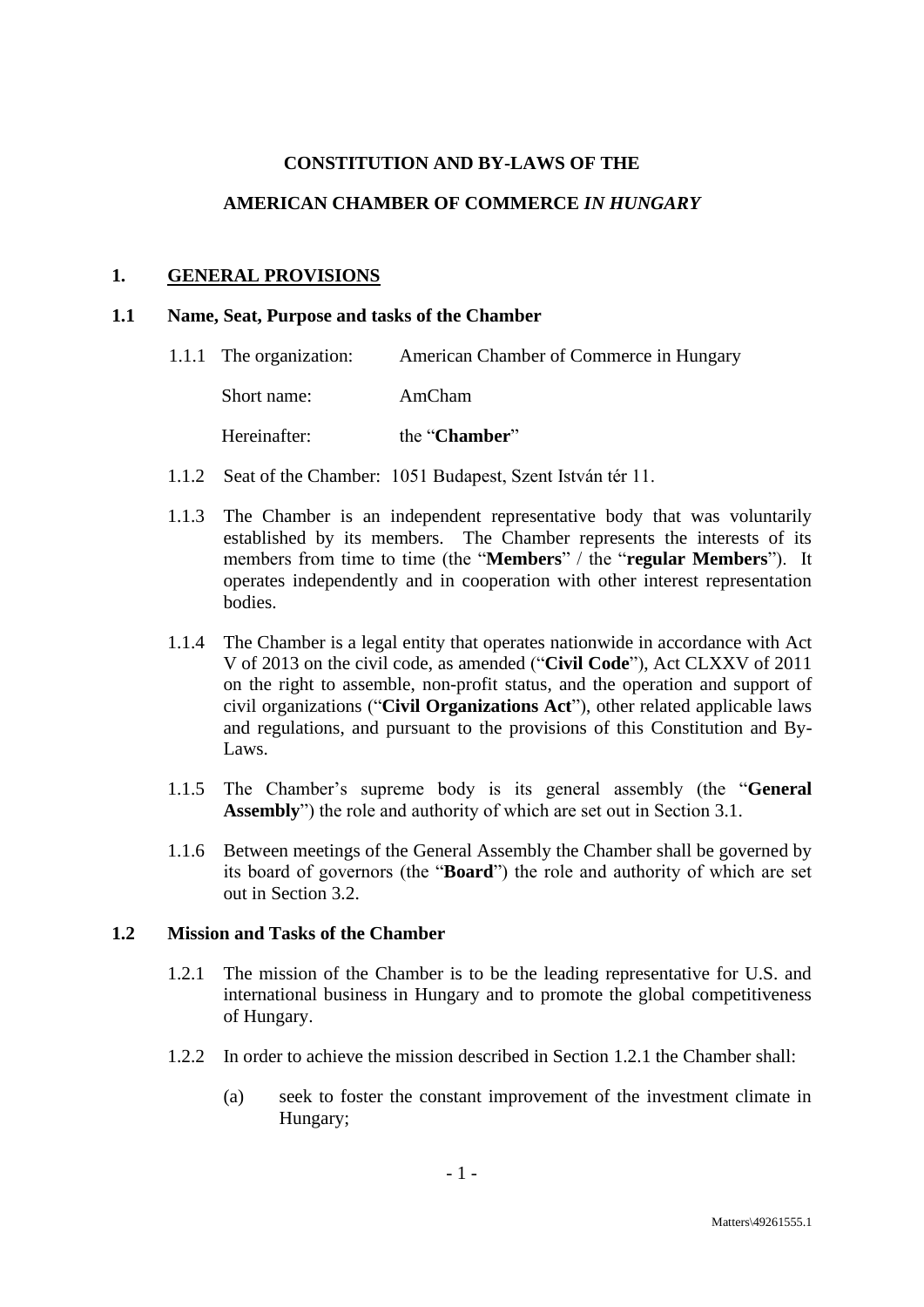**CONSTITUTION AND BY-LAWS OF THE**

**AMERICAN CHAMBER OF COMMERCE *IN HUNGARY***

# 1. GENERAL PROVISIONS

## 1.1 Name, Seat, Purpose and tasks of the Chamber

1.1.1 The organization: American Chamber of Commerce in Hungary

Short name: AmCham

Hereinafter: the "**Chamber**"

1.1.2 Seat of the Chamber: 1051 Budapest, Szent István tér 11.

1.1.3 The Chamber is an independent representative body that was voluntarily established by its members. The Chamber represents the interests of its members from time to time (the "**Members**" / the "**regular Members**"). It operates independently and in cooperation with other interest representation bodies.

1.1.4 The Chamber is a legal entity that operates nationwide in accordance with Act V of 2013 on the civil code, as amended ("**Civil Code**"), Act CLXXV of 2011 on the right to assemble, non-profit status, and the operation and support of civil organizations ("**Civil Organizations Act**"), other related applicable laws and regulations, and pursuant to the provisions of this Constitution and By-Laws.

1.1.5 The Chamber's supreme body is its general assembly (the "**General Assembly**") the role and authority of which are set out in Section 3.1.

1.1.6 Between meetings of the General Assembly the Chamber shall be governed by its board of governors (the "**Board**") the role and authority of which are set out in Section 3.2.

## 1.2 Mission and Tasks of the Chamber

1.2.1 The mission of the Chamber is to be the leading representative for U.S. and international business in Hungary and to promote the global competitiveness of Hungary.

1.2.2 In order to achieve the mission described in Section 1.2.1 the Chamber shall:

(a) seek to foster the constant improvement of the investment climate in Hungary;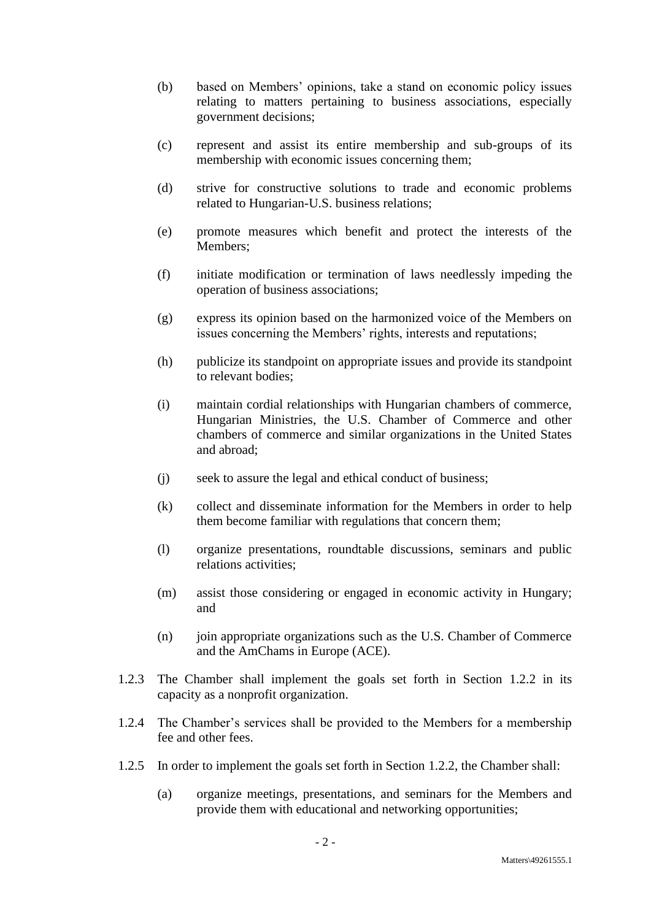(b) based on Members' opinions, take a stand on economic policy issues relating to matters pertaining to business associations, especially government decisions;

(c) represent and assist its entire membership and sub-groups of its membership with economic issues concerning them;

(d) strive for constructive solutions to trade and economic problems related to Hungarian-U.S. business relations;

(e) promote measures which benefit and protect the interests of the Members;

(f) initiate modification or termination of laws needlessly impeding the operation of business associations;

(g) express its opinion based on the harmonized voice of the Members on issues concerning the Members' rights, interests and reputations;

(h) publicize its standpoint on appropriate issues and provide its standpoint to relevant bodies;

(i) maintain cordial relationships with Hungarian chambers of commerce, Hungarian Ministries, the U.S. Chamber of Commerce and other chambers of commerce and similar organizations in the United States and abroad;

(j) seek to assure the legal and ethical conduct of business;

(k) collect and disseminate information for the Members in order to help them become familiar with regulations that concern them;

(l) organize presentations, roundtable discussions, seminars and public relations activities;

(m) assist those considering or engaged in economic activity in Hungary; and

(n) join appropriate organizations such as the U.S. Chamber of Commerce and the AmChams in Europe (ACE).

1.2.3 The Chamber shall implement the goals set forth in Section 1.2.2 in its capacity as a nonprofit organization.

1.2.4 The Chamber's services shall be provided to the Members for a membership fee and other fees.

1.2.5 In order to implement the goals set forth in Section 1.2.2, the Chamber shall:

(a) organize meetings, presentations, and seminars for the Members and provide them with educational and networking opportunities;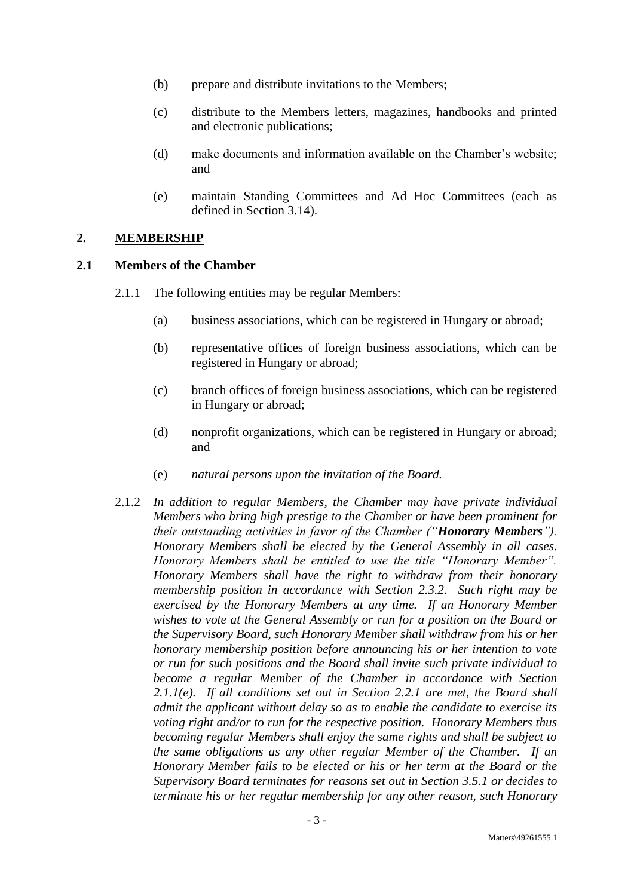(b) prepare and distribute invitations to the Members;

(c) distribute to the Members letters, magazines, handbooks and printed and electronic publications;

(d) make documents and information available on the Chamber's website; and

(e) maintain Standing Committees and Ad Hoc Committees (each as defined in Section 3.14).

## 2. MEMBERSHIP

### 2.1 Members of the Chamber

2.1.1 The following entities may be regular Members:

(a) business associations, which can be registered in Hungary or abroad;

(b) representative offices of foreign business associations, which can be registered in Hungary or abroad;

(c) branch offices of foreign business associations, which can be registered in Hungary or abroad;

(d) nonprofit organizations, which can be registered in Hungary or abroad; and

(e) *natural persons upon the invitation of the Board.*

2.1.2 *In addition to regular Members, the Chamber may have private individual Members who bring high prestige to the Chamber or have been prominent for their outstanding activities in favor of the Chamber ("**Honorary Members**"). Honorary Members shall be elected by the General Assembly in all cases. Honorary Members shall be entitled to use the title "Honorary Member". Honorary Members shall have the right to withdraw from their honorary membership position in accordance with Section 2.3.2. Such right may be exercised by the Honorary Members at any time. If an Honorary Member wishes to vote at the General Assembly or run for a position on the Board or the Supervisory Board, such Honorary Member shall withdraw from his or her honorary membership position before announcing his or her intention to vote or run for such positions and the Board shall invite such private individual to become a regular Member of the Chamber in accordance with Section 2.1.1(e). If all conditions set out in Section 2.2.1 are met, the Board shall admit the applicant without delay so as to enable the candidate to exercise its voting right and/or to run for the respective position. Honorary Members thus becoming regular Members shall enjoy the same rights and shall be subject to the same obligations as any other regular Member of the Chamber. If an Honorary Member fails to be elected or his or her term at the Board or the Supervisory Board terminates for reasons set out in Section 3.5.1 or decides to terminate his or her regular membership for any other reason, such Honorary*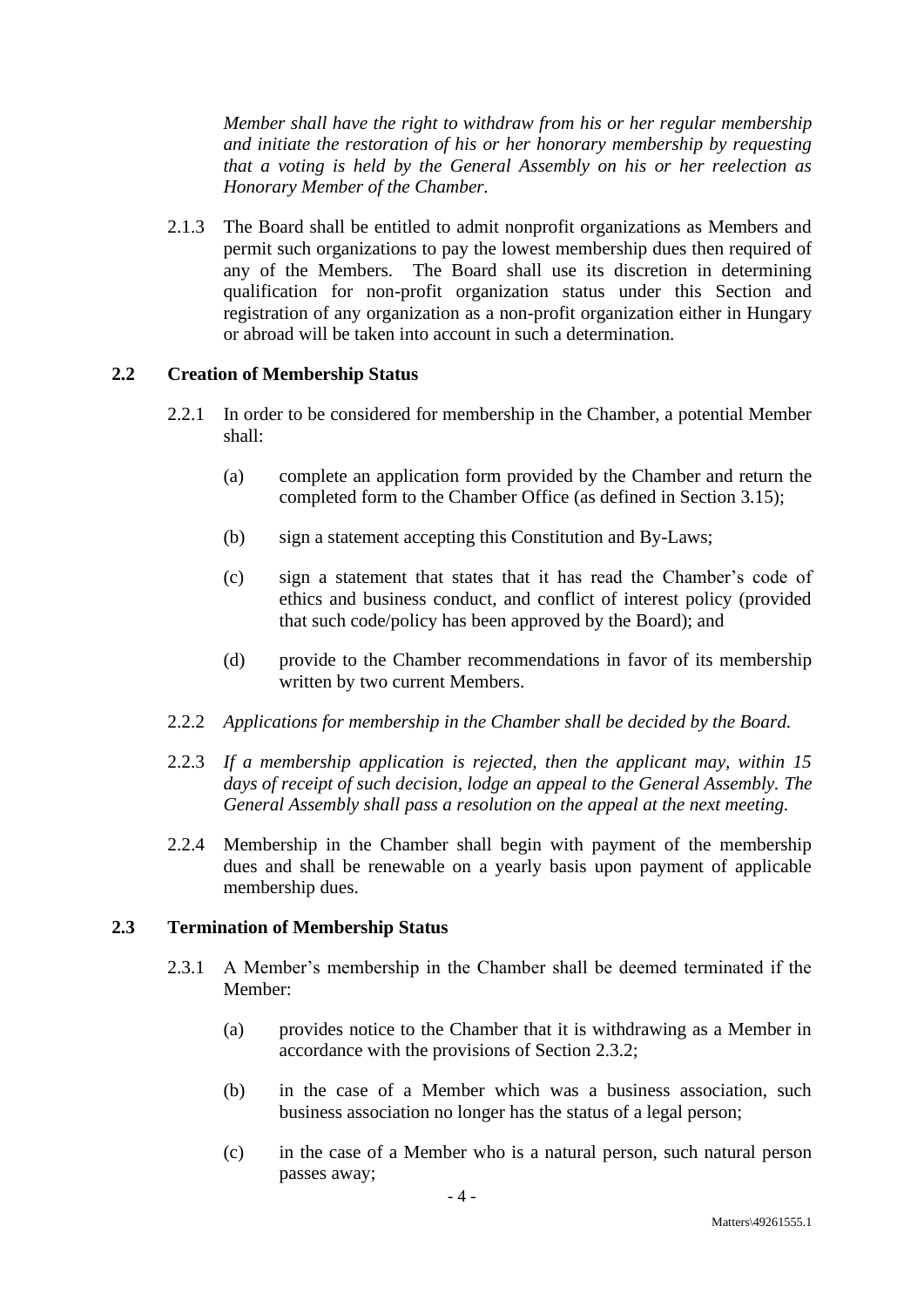*Member shall have the right to withdraw from his or her regular membership and initiate the restoration of his or her honorary membership by requesting that a voting is held by the General Assembly on his or her reelection as Honorary Member of the Chamber.*

2.1.3 The Board shall be entitled to admit nonprofit organizations as Members and permit such organizations to pay the lowest membership dues then required of any of the Members. The Board shall use its discretion in determining qualification for non-profit organization status under this Section and registration of any organization as a non-profit organization either in Hungary or abroad will be taken into account in such a determination.

### 2.2 Creation of Membership Status

2.2.1 In order to be considered for membership in the Chamber, a potential Member shall:

(a) complete an application form provided by the Chamber and return the completed form to the Chamber Office (as defined in Section 3.15);

(b) sign a statement accepting this Constitution and By-Laws;

(c) sign a statement that states that it has read the Chamber's code of ethics and business conduct, and conflict of interest policy (provided that such code/policy has been approved by the Board); and

(d) provide to the Chamber recommendations in favor of its membership written by two current Members.

2.2.2 *Applications for membership in the Chamber shall be decided by the Board.*

2.2.3 *If a membership application is rejected, then the applicant may, within 15 days of receipt of such decision, lodge an appeal to the General Assembly. The General Assembly shall pass a resolution on the appeal at the next meeting.*

2.2.4 Membership in the Chamber shall begin with payment of the membership dues and shall be renewable on a yearly basis upon payment of applicable membership dues.

### 2.3 Termination of Membership Status

2.3.1 A Member's membership in the Chamber shall be deemed terminated if the Member:

(a) provides notice to the Chamber that it is withdrawing as a Member in accordance with the provisions of Section 2.3.2;

(b) in the case of a Member which was a business association, such business association no longer has the status of a legal person;

(c) in the case of a Member who is a natural person, such natural person passes away;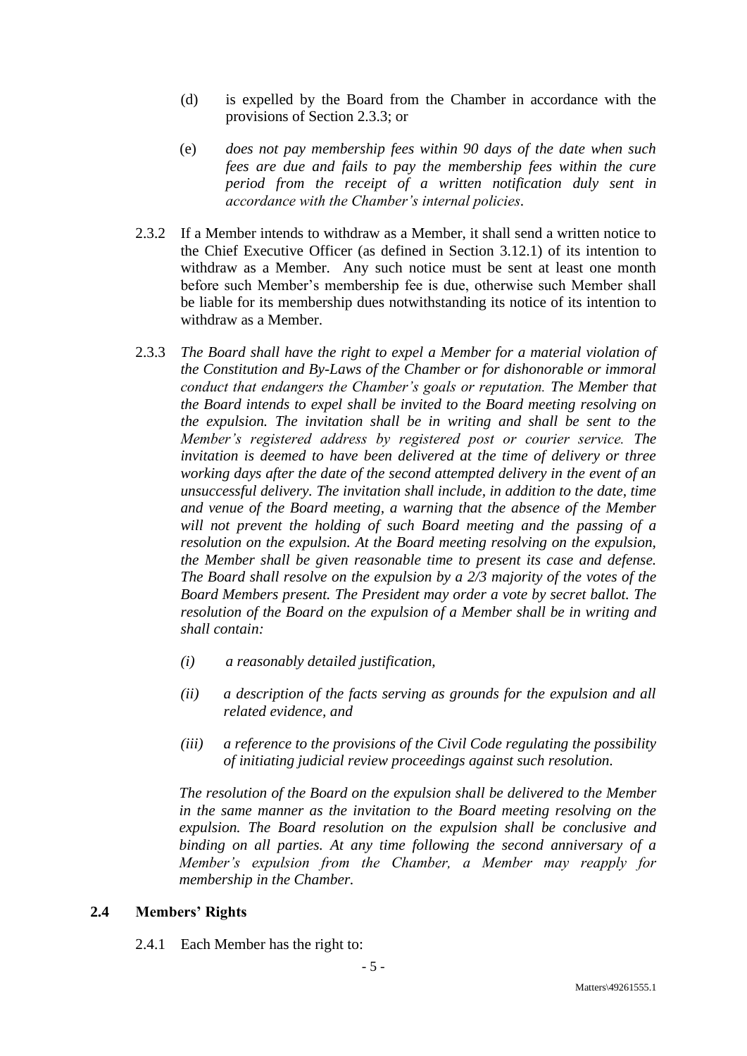(d) is expelled by the Board from the Chamber in accordance with the provisions of Section 2.3.3; or

(e) *does not pay membership fees within 90 days of the date when such fees are due and fails to pay the membership fees within the cure period from the receipt of a written notification duly sent in accordance with the Chamber's internal policies*.

2.3.2 If a Member intends to withdraw as a Member, it shall send a written notice to the Chief Executive Officer (as defined in Section 3.12.1) of its intention to withdraw as a Member. Any such notice must be sent at least one month before such Member's membership fee is due, otherwise such Member shall be liable for its membership dues notwithstanding its notice of its intention to withdraw as a Member.

2.3.3 *The Board shall have the right to expel a Member for a material violation of the Constitution and By-Laws of the Chamber or for dishonorable or immoral conduct that endangers the Chamber's goals or reputation. The Member that the Board intends to expel shall be invited to the Board meeting resolving on the expulsion. The invitation shall be in writing and shall be sent to the Member's registered address by registered post or courier service. The invitation is deemed to have been delivered at the time of delivery or three working days after the date of the second attempted delivery in the event of an unsuccessful delivery. The invitation shall include, in addition to the date, time and venue of the Board meeting, a warning that the absence of the Member will not prevent the holding of such Board meeting and the passing of a resolution on the expulsion. At the Board meeting resolving on the expulsion, the Member shall be given reasonable time to present its case and defense. The Board shall resolve on the expulsion by a 2/3 majority of the votes of the Board Members present. The President may order a vote by secret ballot. The resolution of the Board on the expulsion of a Member shall be in writing and shall contain:*

*(i) a reasonably detailed justification,*

*(ii) a description of the facts serving as grounds for the expulsion and all related evidence, and*

*(iii) a reference to the provisions of the Civil Code regulating the possibility of initiating judicial review proceedings against such resolution.*

*The resolution of the Board on the expulsion shall be delivered to the Member in the same manner as the invitation to the Board meeting resolving on the expulsion. The Board resolution on the expulsion shall be conclusive and binding on all parties. At any time following the second anniversary of a Member's expulsion from the Chamber, a Member may reapply for membership in the Chamber.*

## 2.4 Members' Rights

2.4.1 Each Member has the right to: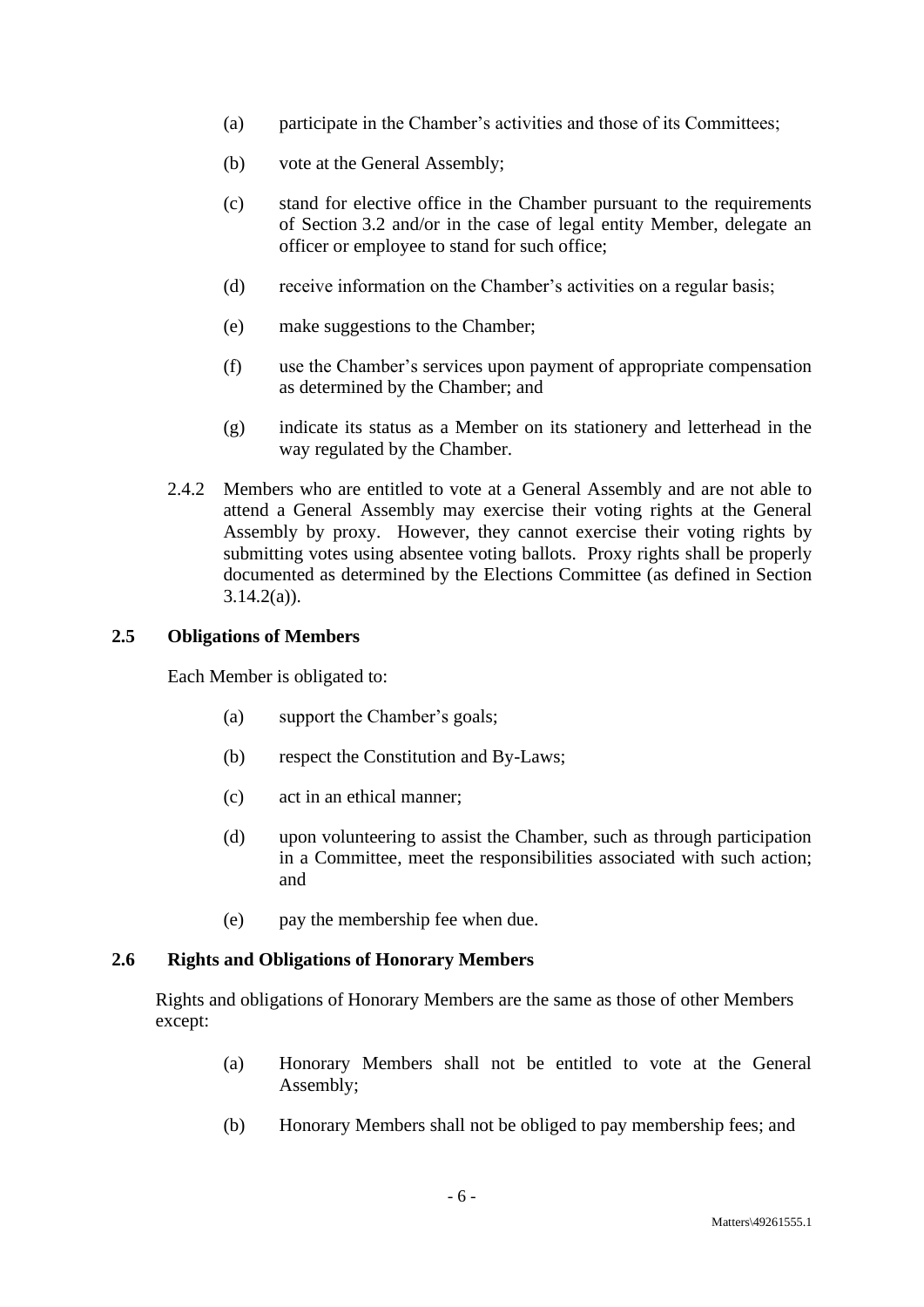(a) participate in the Chamber's activities and those of its Committees;

(b) vote at the General Assembly;

(c) stand for elective office in the Chamber pursuant to the requirements of Section 3.2 and/or in the case of legal entity Member, delegate an officer or employee to stand for such office;

(d) receive information on the Chamber's activities on a regular basis;

(e) make suggestions to the Chamber;

(f) use the Chamber's services upon payment of appropriate compensation as determined by the Chamber; and

(g) indicate its status as a Member on its stationery and letterhead in the way regulated by the Chamber.

2.4.2 Members who are entitled to vote at a General Assembly and are not able to attend a General Assembly may exercise their voting rights at the General Assembly by proxy. However, they cannot exercise their voting rights by submitting votes using absentee voting ballots. Proxy rights shall be properly documented as determined by the Elections Committee (as defined in Section 3.14.2(a)).

### 2.5 Obligations of Members

Each Member is obligated to:

(a) support the Chamber's goals;

(b) respect the Constitution and By-Laws;

(c) act in an ethical manner;

(d) upon volunteering to assist the Chamber, such as through participation in a Committee, meet the responsibilities associated with such action; and

(e) pay the membership fee when due.

### 2.6 Rights and Obligations of Honorary Members

Rights and obligations of Honorary Members are the same as those of other Members except:

(a) Honorary Members shall not be entitled to vote at the General Assembly;

(b) Honorary Members shall not be obliged to pay membership fees; and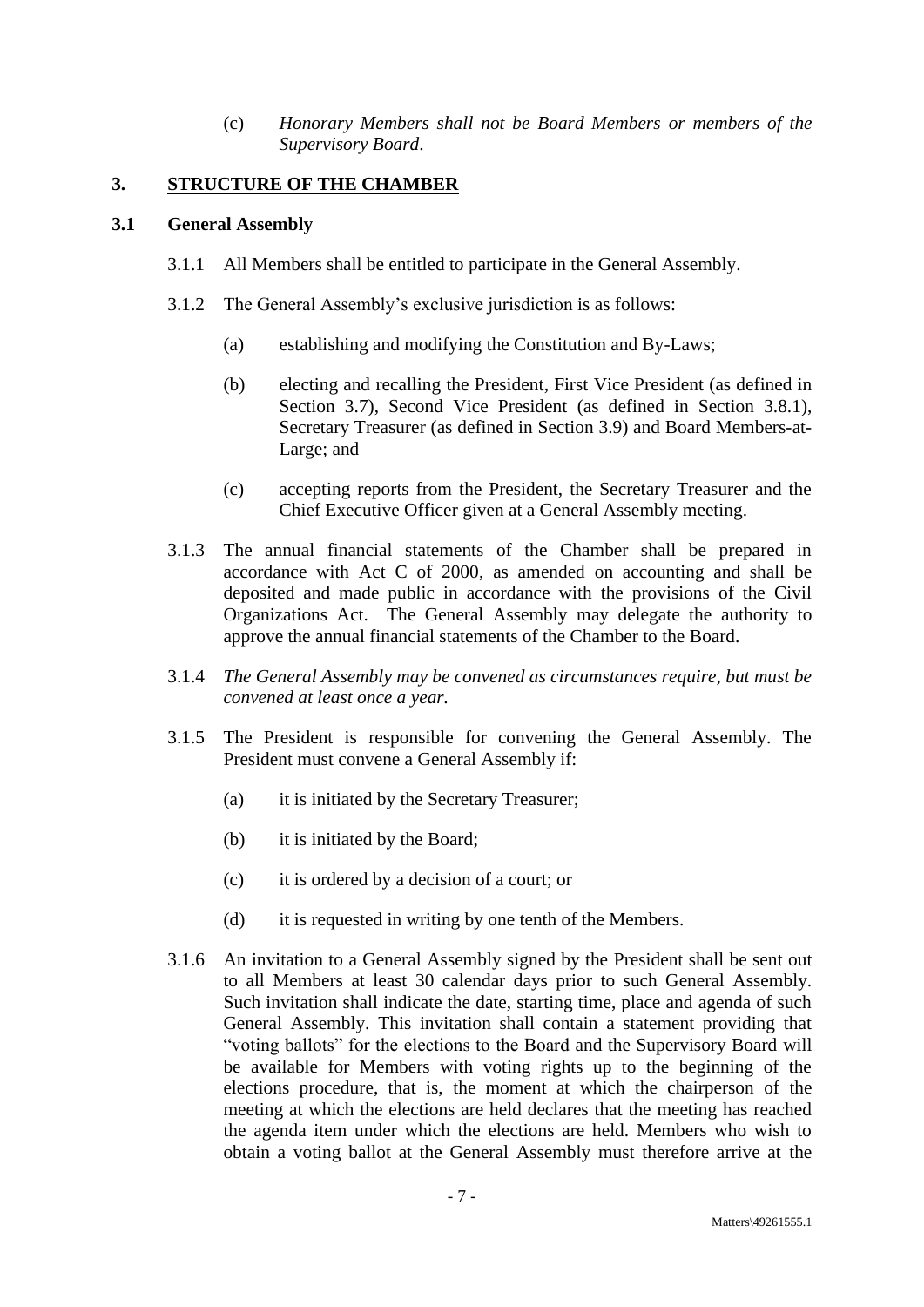(c) *Honorary Members shall not be Board Members or members of the Supervisory Board*.

## 3. STRUCTURE OF THE CHAMBER

### 3.1 General Assembly

3.1.1 All Members shall be entitled to participate in the General Assembly.

3.1.2 The General Assembly's exclusive jurisdiction is as follows:

(a) establishing and modifying the Constitution and By-Laws;

(b) electing and recalling the President, First Vice President (as defined in Section 3.7), Second Vice President (as defined in Section 3.8.1), Secretary Treasurer (as defined in Section 3.9) and Board Members-at-Large; and

(c) accepting reports from the President, the Secretary Treasurer and the Chief Executive Officer given at a General Assembly meeting.

3.1.3 The annual financial statements of the Chamber shall be prepared in accordance with Act C of 2000, as amended on accounting and shall be deposited and made public in accordance with the provisions of the Civil Organizations Act. The General Assembly may delegate the authority to approve the annual financial statements of the Chamber to the Board.

3.1.4 *The General Assembly may be convened as circumstances require, but must be convened at least once a year.*

3.1.5 The President is responsible for convening the General Assembly. The President must convene a General Assembly if:

(a) it is initiated by the Secretary Treasurer;

(b) it is initiated by the Board;

(c) it is ordered by a decision of a court; or

(d) it is requested in writing by one tenth of the Members.

3.1.6 An invitation to a General Assembly signed by the President shall be sent out to all Members at least 30 calendar days prior to such General Assembly. Such invitation shall indicate the date, starting time, place and agenda of such General Assembly. This invitation shall contain a statement providing that "voting ballots" for the elections to the Board and the Supervisory Board will be available for Members with voting rights up to the beginning of the elections procedure, that is, the moment at which the chairperson of the meeting at which the elections are held declares that the meeting has reached the agenda item under which the elections are held. Members who wish to obtain a voting ballot at the General Assembly must therefore arrive at the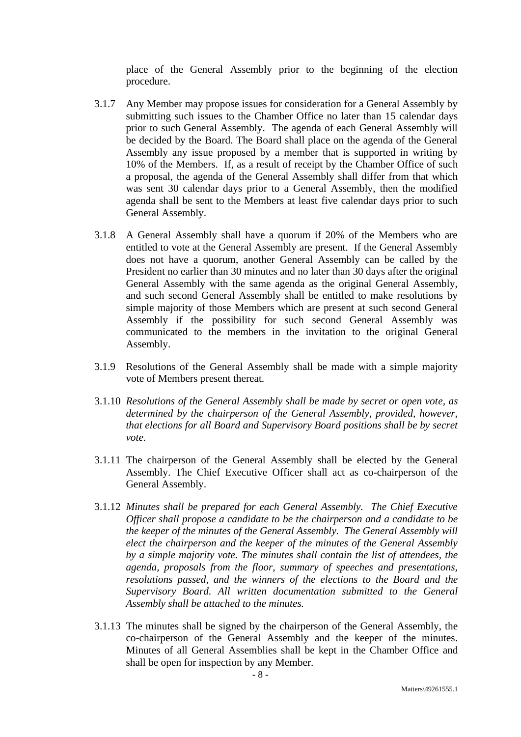place of the General Assembly prior to the beginning of the election procedure.

3.1.7 Any Member may propose issues for consideration for a General Assembly by submitting such issues to the Chamber Office no later than 15 calendar days prior to such General Assembly. The agenda of each General Assembly will be decided by the Board. The Board shall place on the agenda of the General Assembly any issue proposed by a member that is supported in writing by 10% of the Members. If, as a result of receipt by the Chamber Office of such a proposal, the agenda of the General Assembly shall differ from that which was sent 30 calendar days prior to a General Assembly, then the modified agenda shall be sent to the Members at least five calendar days prior to such General Assembly.

3.1.8 A General Assembly shall have a quorum if 20% of the Members who are entitled to vote at the General Assembly are present. If the General Assembly does not have a quorum, another General Assembly can be called by the President no earlier than 30 minutes and no later than 30 days after the original General Assembly with the same agenda as the original General Assembly, and such second General Assembly shall be entitled to make resolutions by simple majority of those Members which are present at such second General Assembly if the possibility for such second General Assembly was communicated to the members in the invitation to the original General Assembly.

3.1.9 Resolutions of the General Assembly shall be made with a simple majority vote of Members present thereat.

3.1.10 *Resolutions of the General Assembly shall be made by secret or open vote, as determined by the chairperson of the General Assembly, provided, however, that elections for all Board and Supervisory Board positions shall be by secret vote.*

3.1.11 The chairperson of the General Assembly shall be elected by the General Assembly. The Chief Executive Officer shall act as co-chairperson of the General Assembly.

3.1.12 *Minutes shall be prepared for each General Assembly. The Chief Executive Officer shall propose a candidate to be the chairperson and a candidate to be the keeper of the minutes of the General Assembly. The General Assembly will elect the chairperson and the keeper of the minutes of the General Assembly by a simple majority vote. The minutes shall contain the list of attendees, the agenda, proposals from the floor, summary of speeches and presentations, resolutions passed, and the winners of the elections to the Board and the Supervisory Board. All written documentation submitted to the General Assembly shall be attached to the minutes.*

3.1.13 The minutes shall be signed by the chairperson of the General Assembly, the co-chairperson of the General Assembly and the keeper of the minutes. Minutes of all General Assemblies shall be kept in the Chamber Office and shall be open for inspection by any Member.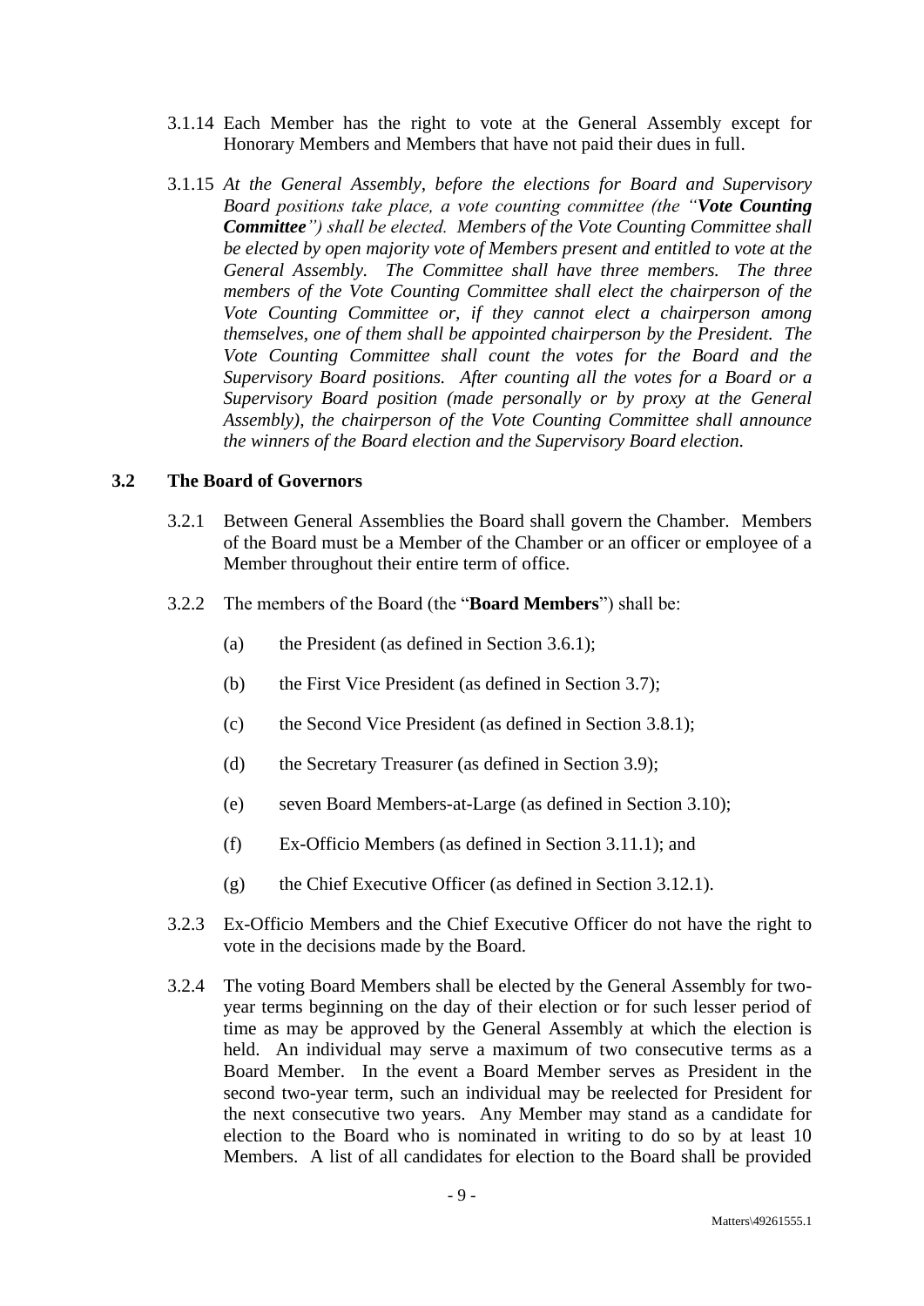3.1.14 Each Member has the right to vote at the General Assembly except for Honorary Members and Members that have not paid their dues in full.

3.1.15 *At the General Assembly, before the elections for Board and Supervisory Board positions take place, a vote counting committee (the "**Vote Counting Committee**") shall be elected. Members of the Vote Counting Committee shall be elected by open majority vote of Members present and entitled to vote at the General Assembly. The Committee shall have three members. The three members of the Vote Counting Committee shall elect the chairperson of the Vote Counting Committee or, if they cannot elect a chairperson among themselves, one of them shall be appointed chairperson by the President. The Vote Counting Committee shall count the votes for the Board and the Supervisory Board positions. After counting all the votes for a Board or a Supervisory Board position (made personally or by proxy at the General Assembly), the chairperson of the Vote Counting Committee shall announce the winners of the Board election and the Supervisory Board election.*

## 3.2 The Board of Governors

3.2.1 Between General Assemblies the Board shall govern the Chamber. Members of the Board must be a Member of the Chamber or an officer or employee of a Member throughout their entire term of office.

3.2.2 The members of the Board (the "**Board Members**") shall be:

(a) the President (as defined in Section 3.6.1);

(b) the First Vice President (as defined in Section 3.7);

(c) the Second Vice President (as defined in Section 3.8.1);

(d) the Secretary Treasurer (as defined in Section 3.9);

(e) seven Board Members-at-Large (as defined in Section 3.10);

(f) Ex-Officio Members (as defined in Section 3.11.1); and

(g) the Chief Executive Officer (as defined in Section 3.12.1).

3.2.3 Ex-Officio Members and the Chief Executive Officer do not have the right to vote in the decisions made by the Board.

3.2.4 The voting Board Members shall be elected by the General Assembly for two-year terms beginning on the day of their election or for such lesser period of time as may be approved by the General Assembly at which the election is held. An individual may serve a maximum of two consecutive terms as a Board Member. In the event a Board Member serves as President in the second two-year term, such an individual may be reelected for President for the next consecutive two years. Any Member may stand as a candidate for election to the Board who is nominated in writing to do so by at least 10 Members. A list of all candidates for election to the Board shall be provided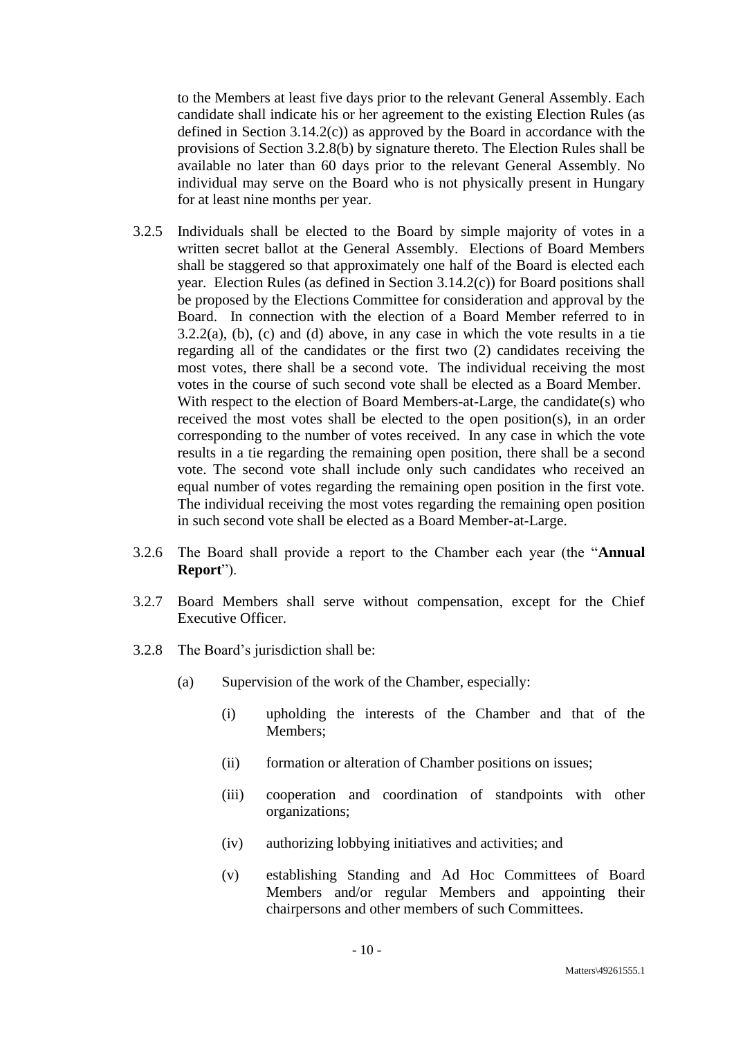to the Members at least five days prior to the relevant General Assembly. Each candidate shall indicate his or her agreement to the existing Election Rules (as defined in Section 3.14.2(c)) as approved by the Board in accordance with the provisions of Section 3.2.8(b) by signature thereto. The Election Rules shall be available no later than 60 days prior to the relevant General Assembly. No individual may serve on the Board who is not physically present in Hungary for at least nine months per year.

3.2.5 Individuals shall be elected to the Board by simple majority of votes in a written secret ballot at the General Assembly. Elections of Board Members shall be staggered so that approximately one half of the Board is elected each year. Election Rules (as defined in Section 3.14.2(c)) for Board positions shall be proposed by the Elections Committee for consideration and approval by the Board. In connection with the election of a Board Member referred to in 3.2.2(a), (b), (c) and (d) above, in any case in which the vote results in a tie regarding all of the candidates or the first two (2) candidates receiving the most votes, there shall be a second vote. The individual receiving the most votes in the course of such second vote shall be elected as a Board Member. With respect to the election of Board Members-at-Large, the candidate(s) who received the most votes shall be elected to the open position(s), in an order corresponding to the number of votes received. In any case in which the vote results in a tie regarding the remaining open position, there shall be a second vote. The second vote shall include only such candidates who received an equal number of votes regarding the remaining open position in the first vote. The individual receiving the most votes regarding the remaining open position in such second vote shall be elected as a Board Member-at-Large.

3.2.6 The Board shall provide a report to the Chamber each year (the "**Annual Report**").

3.2.7 Board Members shall serve without compensation, except for the Chief Executive Officer.

3.2.8 The Board's jurisdiction shall be:

(a) Supervision of the work of the Chamber, especially:

(i) upholding the interests of the Chamber and that of the Members;

(ii) formation or alteration of Chamber positions on issues;

(iii) cooperation and coordination of standpoints with other organizations;

(iv) authorizing lobbying initiatives and activities; and

(v) establishing Standing and Ad Hoc Committees of Board Members and/or regular Members and appointing their chairpersons and other members of such Committees.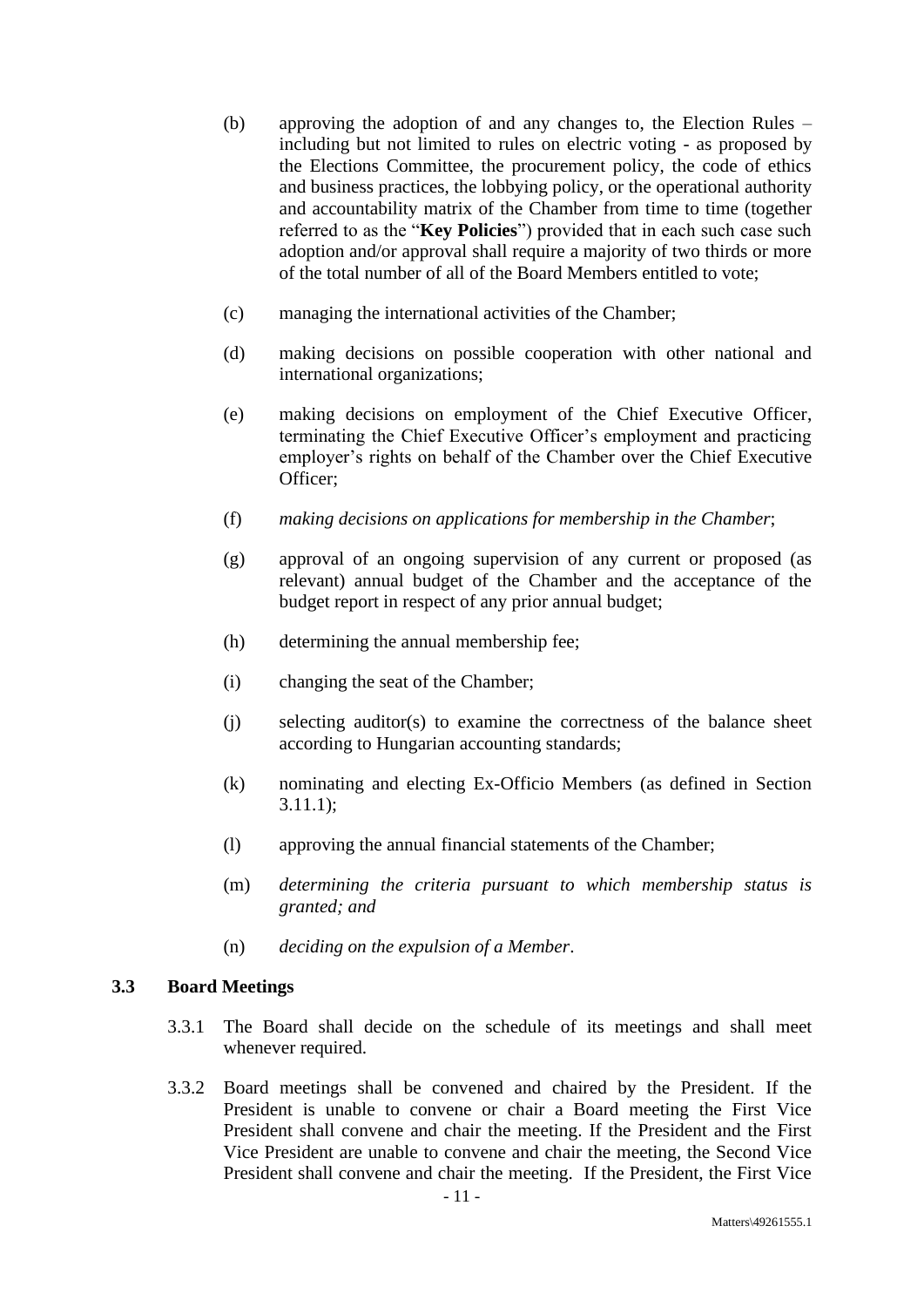(b) approving the adoption of and any changes to, the Election Rules – including but not limited to rules on electric voting - as proposed by the Elections Committee, the procurement policy, the code of ethics and business practices, the lobbying policy, or the operational authority and accountability matrix of the Chamber from time to time (together referred to as the "**Key Policies**") provided that in each such case such adoption and/or approval shall require a majority of two thirds or more of the total number of all of the Board Members entitled to vote;

(c) managing the international activities of the Chamber;

(d) making decisions on possible cooperation with other national and international organizations;

(e) making decisions on employment of the Chief Executive Officer, terminating the Chief Executive Officer's employment and practicing employer's rights on behalf of the Chamber over the Chief Executive Officer;

(f) *making decisions on applications for membership in the Chamber*;

(g) approval of an ongoing supervision of any current or proposed (as relevant) annual budget of the Chamber and the acceptance of the budget report in respect of any prior annual budget;

(h) determining the annual membership fee;

(i) changing the seat of the Chamber;

(j) selecting auditor(s) to examine the correctness of the balance sheet according to Hungarian accounting standards;

(k) nominating and electing Ex-Officio Members (as defined in Section 3.11.1);

(l) approving the annual financial statements of the Chamber;

(m) *determining the criteria pursuant to which membership status is granted; and*

(n) *deciding on the expulsion of a Member*.

### 3.3 Board Meetings

3.3.1 The Board shall decide on the schedule of its meetings and shall meet whenever required.

3.3.2 Board meetings shall be convened and chaired by the President. If the President is unable to convene or chair a Board meeting the First Vice President shall convene and chair the meeting. If the President and the First Vice President are unable to convene and chair the meeting, the Second Vice President shall convene and chair the meeting. If the President, the First Vice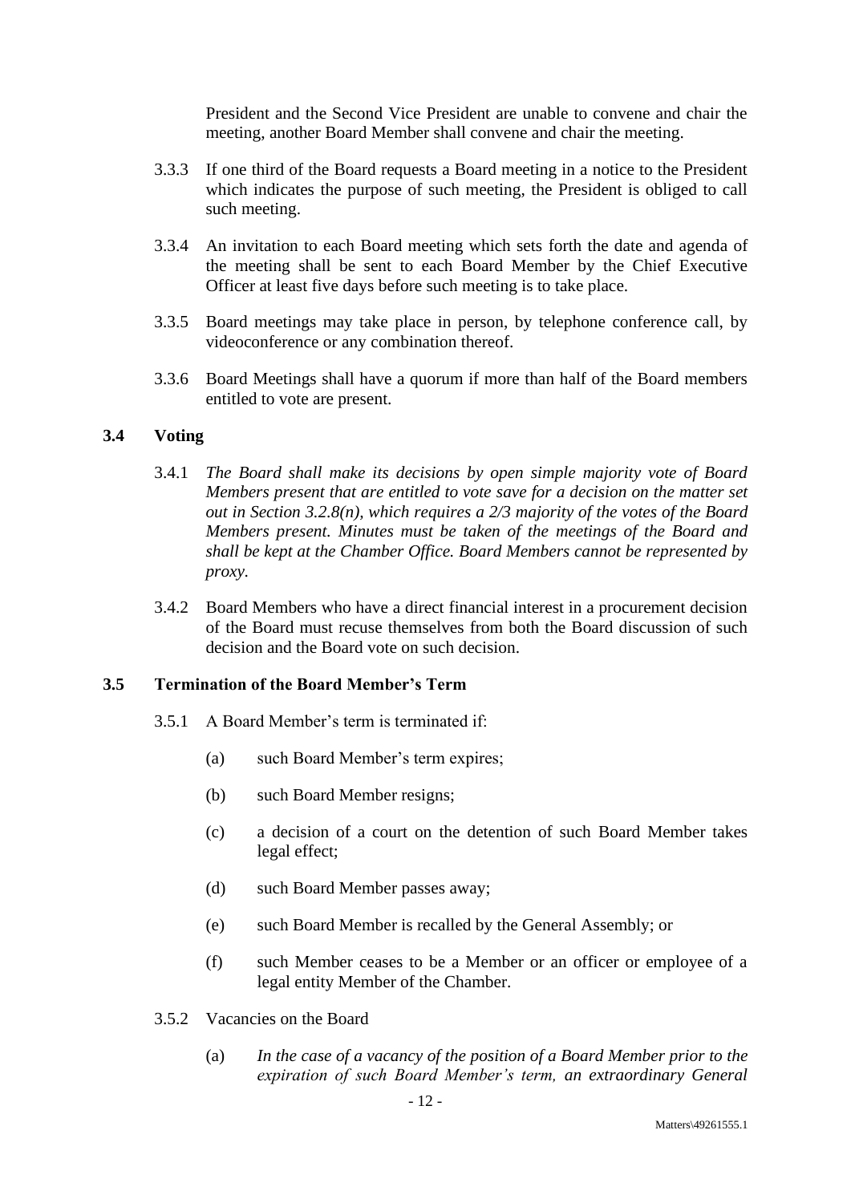President and the Second Vice President are unable to convene and chair the meeting, another Board Member shall convene and chair the meeting.

3.3.3 If one third of the Board requests a Board meeting in a notice to the President which indicates the purpose of such meeting, the President is obliged to call such meeting.

3.3.4 An invitation to each Board meeting which sets forth the date and agenda of the meeting shall be sent to each Board Member by the Chief Executive Officer at least five days before such meeting is to take place.

3.3.5 Board meetings may take place in person, by telephone conference call, by videoconference or any combination thereof.

3.3.6 Board Meetings shall have a quorum if more than half of the Board members entitled to vote are present.

### 3.4 Voting

3.4.1 *The Board shall make its decisions by open simple majority vote of Board Members present that are entitled to vote save for a decision on the matter set out in Section 3.2.8(n), which requires a 2/3 majority of the votes of the Board Members present. Minutes must be taken of the meetings of the Board and shall be kept at the Chamber Office. Board Members cannot be represented by proxy.*

3.4.2 Board Members who have a direct financial interest in a procurement decision of the Board must recuse themselves from both the Board discussion of such decision and the Board vote on such decision.

### 3.5 Termination of the Board Member's Term

3.5.1 A Board Member's term is terminated if:

(a) such Board Member's term expires;

(b) such Board Member resigns;

(c) a decision of a court on the detention of such Board Member takes legal effect;

(d) such Board Member passes away;

(e) such Board Member is recalled by the General Assembly; or

(f) such Member ceases to be a Member or an officer or employee of a legal entity Member of the Chamber.

3.5.2 Vacancies on the Board

(a) *In the case of a vacancy of the position of a Board Member prior to the expiration of such Board Member's term, an extraordinary General*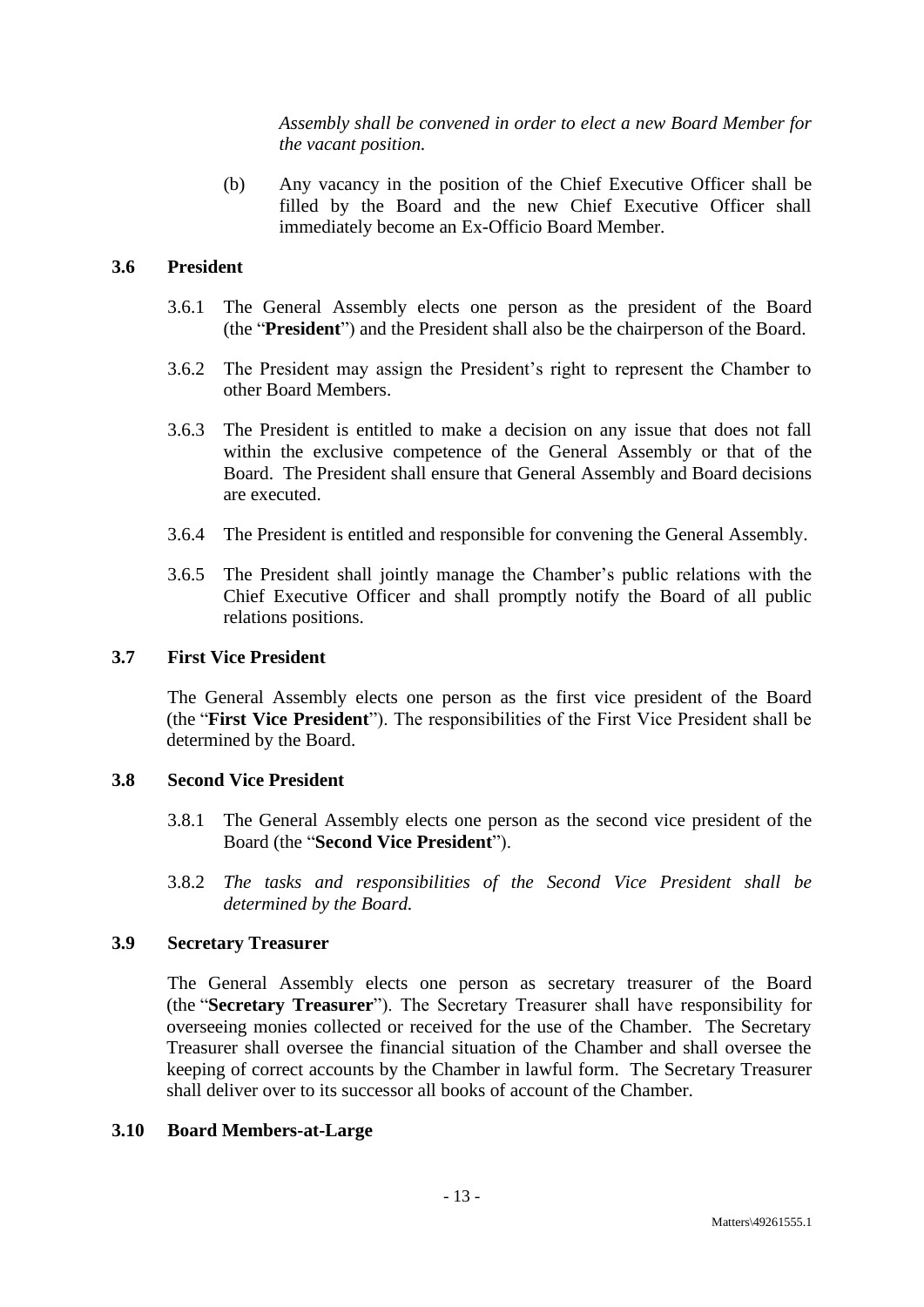*Assembly shall be convened in order to elect a new Board Member for the vacant position.*

(b) Any vacancy in the position of the Chief Executive Officer shall be filled by the Board and the new Chief Executive Officer shall immediately become an Ex-Officio Board Member.

### 3.6 President

3.6.1 The General Assembly elects one person as the president of the Board (the "**President**") and the President shall also be the chairperson of the Board.

3.6.2 The President may assign the President's right to represent the Chamber to other Board Members.

3.6.3 The President is entitled to make a decision on any issue that does not fall within the exclusive competence of the General Assembly or that of the Board. The President shall ensure that General Assembly and Board decisions are executed.

3.6.4 The President is entitled and responsible for convening the General Assembly.

3.6.5 The President shall jointly manage the Chamber's public relations with the Chief Executive Officer and shall promptly notify the Board of all public relations positions.

### 3.7 First Vice President

The General Assembly elects one person as the first vice president of the Board (the "**First Vice President**"). The responsibilities of the First Vice President shall be determined by the Board.

### 3.8 Second Vice President

3.8.1 The General Assembly elects one person as the second vice president of the Board (the "**Second Vice President**").

3.8.2 *The tasks and responsibilities of the Second Vice President shall be determined by the Board.*

### 3.9 Secretary Treasurer

The General Assembly elects one person as secretary treasurer of the Board (the "**Secretary Treasurer**"). The Secretary Treasurer shall have responsibility for overseeing monies collected or received for the use of the Chamber. The Secretary Treasurer shall oversee the financial situation of the Chamber and shall oversee the keeping of correct accounts by the Chamber in lawful form. The Secretary Treasurer shall deliver over to its successor all books of account of the Chamber.

### 3.10 Board Members-at-Large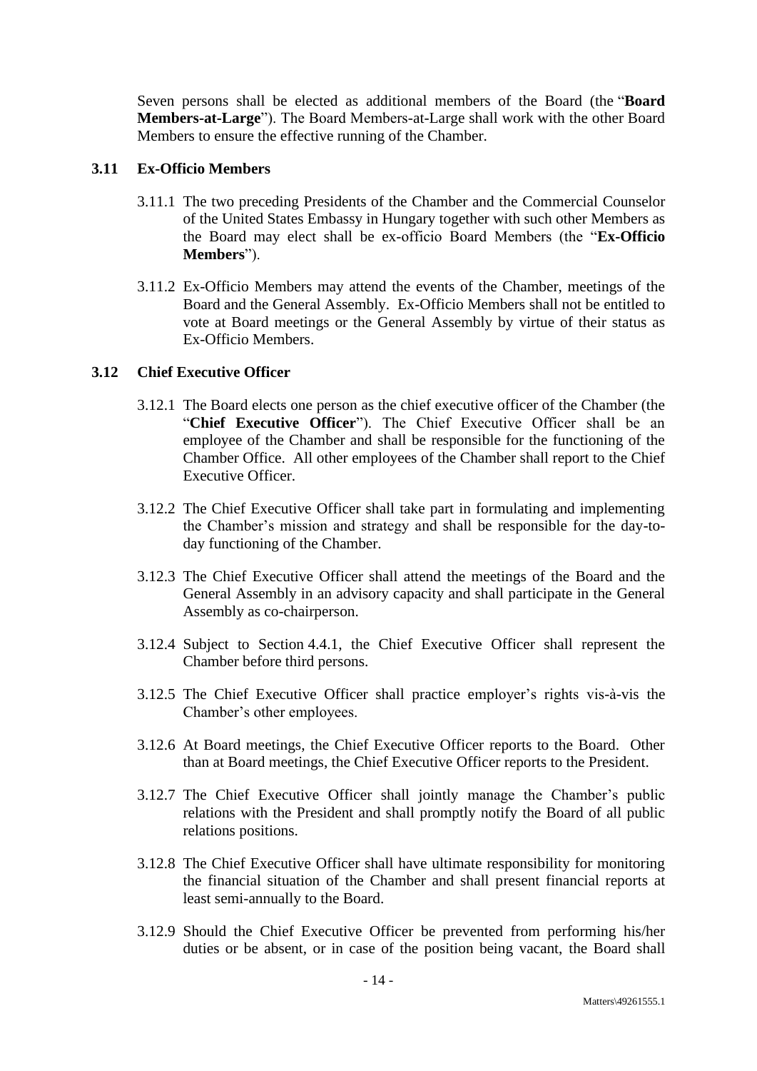Seven persons shall be elected as additional members of the Board (the "**Board Members-at-Large**"). The Board Members-at-Large shall work with the other Board Members to ensure the effective running of the Chamber.

### 3.11 Ex-Officio Members

3.11.1 The two preceding Presidents of the Chamber and the Commercial Counselor of the United States Embassy in Hungary together with such other Members as the Board may elect shall be ex-officio Board Members (the "**Ex-Officio Members**").

3.11.2 Ex-Officio Members may attend the events of the Chamber, meetings of the Board and the General Assembly. Ex-Officio Members shall not be entitled to vote at Board meetings or the General Assembly by virtue of their status as Ex-Officio Members.

### 3.12 Chief Executive Officer

3.12.1 The Board elects one person as the chief executive officer of the Chamber (the "**Chief Executive Officer**"). The Chief Executive Officer shall be an employee of the Chamber and shall be responsible for the functioning of the Chamber Office. All other employees of the Chamber shall report to the Chief Executive Officer.

3.12.2 The Chief Executive Officer shall take part in formulating and implementing the Chamber's mission and strategy and shall be responsible for the day-to-day functioning of the Chamber.

3.12.3 The Chief Executive Officer shall attend the meetings of the Board and the General Assembly in an advisory capacity and shall participate in the General Assembly as co-chairperson.

3.12.4 Subject to Section 4.4.1, the Chief Executive Officer shall represent the Chamber before third persons.

3.12.5 The Chief Executive Officer shall practice employer's rights vis-à-vis the Chamber's other employees.

3.12.6 At Board meetings, the Chief Executive Officer reports to the Board. Other than at Board meetings, the Chief Executive Officer reports to the President.

3.12.7 The Chief Executive Officer shall jointly manage the Chamber's public relations with the President and shall promptly notify the Board of all public relations positions.

3.12.8 The Chief Executive Officer shall have ultimate responsibility for monitoring the financial situation of the Chamber and shall present financial reports at least semi-annually to the Board.

3.12.9 Should the Chief Executive Officer be prevented from performing his/her duties or be absent, or in case of the position being vacant, the Board shall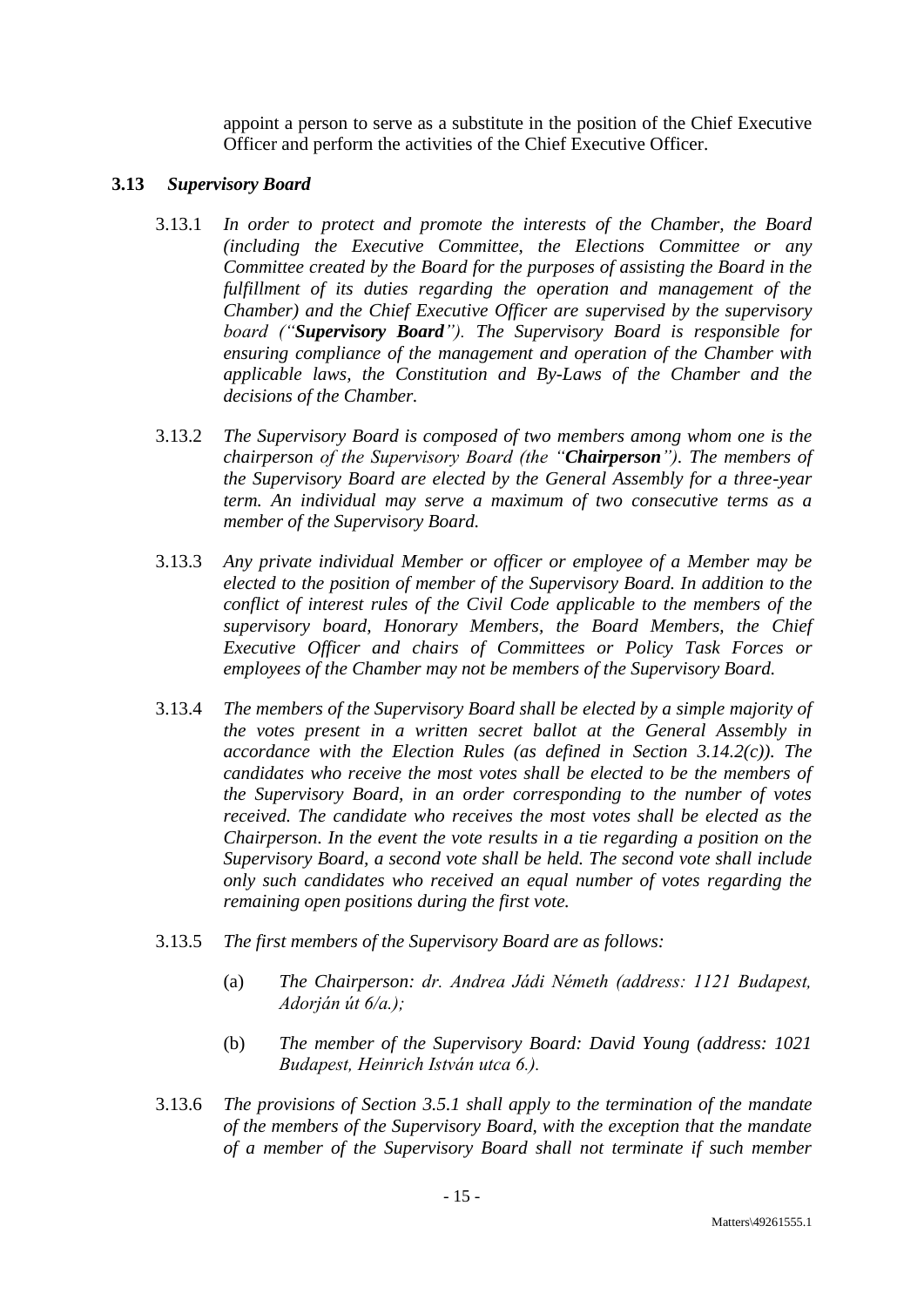appoint a person to serve as a substitute in the position of the Chief Executive Officer and perform the activities of the Chief Executive Officer.

### 3.13 *Supervisory Board*

3.13.1 *In order to protect and promote the interests of the Chamber, the Board (including the Executive Committee, the Elections Committee or any Committee created by the Board for the purposes of assisting the Board in the fulfillment of its duties regarding the operation and management of the Chamber) and the Chief Executive Officer are supervised by the supervisory board ("**Supervisory Board**"). The Supervisory Board is responsible for ensuring compliance of the management and operation of the Chamber with applicable laws, the Constitution and By-Laws of the Chamber and the decisions of the Chamber.*

3.13.2 *The Supervisory Board is composed of two members among whom one is the chairperson of the Supervisory Board (the "**Chairperson**"). The members of the Supervisory Board are elected by the General Assembly for a three-year term. An individual may serve a maximum of two consecutive terms as a member of the Supervisory Board.*

3.13.3 *Any private individual Member or officer or employee of a Member may be elected to the position of member of the Supervisory Board. In addition to the conflict of interest rules of the Civil Code applicable to the members of the supervisory board, Honorary Members, the Board Members, the Chief Executive Officer and chairs of Committees or Policy Task Forces or employees of the Chamber may not be members of the Supervisory Board.*

3.13.4 *The members of the Supervisory Board shall be elected by a simple majority of the votes present in a written secret ballot at the General Assembly in accordance with the Election Rules (as defined in Section 3.14.2(c)). The candidates who receive the most votes shall be elected to be the members of the Supervisory Board, in an order corresponding to the number of votes received. The candidate who receives the most votes shall be elected as the Chairperson. In the event the vote results in a tie regarding a position on the Supervisory Board, a second vote shall be held. The second vote shall include only such candidates who received an equal number of votes regarding the remaining open positions during the first vote.*

3.13.5 *The first members of the Supervisory Board are as follows:*

(a) *The Chairperson: dr. Andrea Jádi Németh (address: 1121 Budapest, Adorján út 6/a.);*

(b) *The member of the Supervisory Board: David Young (address: 1021 Budapest, Heinrich István utca 6.).*

3.13.6 *The provisions of Section 3.5.1 shall apply to the termination of the mandate of the members of the Supervisory Board, with the exception that the mandate of a member of the Supervisory Board shall not terminate if such member*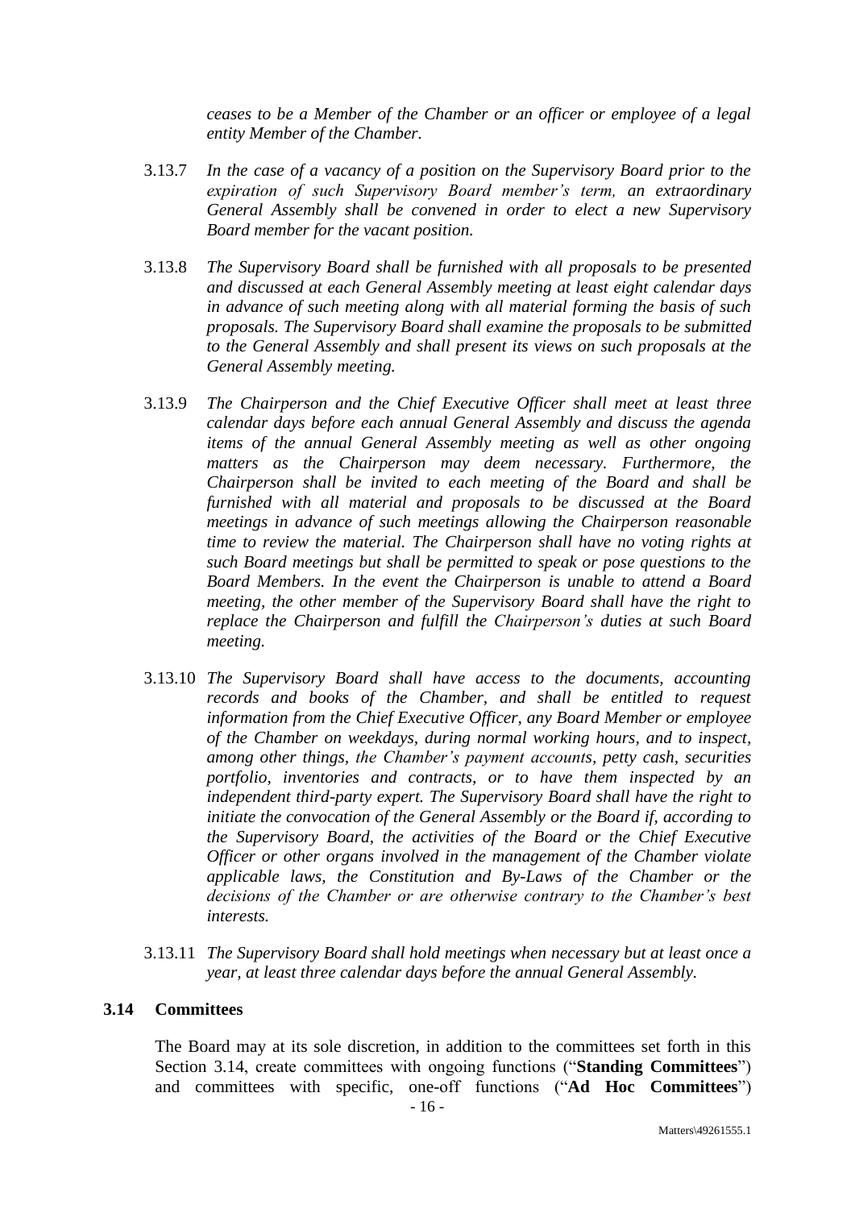*ceases to be a Member of the Chamber or an officer or employee of a legal entity Member of the Chamber.*

3.13.7 *In the case of a vacancy of a position on the Supervisory Board prior to the expiration of such Supervisory Board member's term, an extraordinary General Assembly shall be convened in order to elect a new Supervisory Board member for the vacant position.*

3.13.8 *The Supervisory Board shall be furnished with all proposals to be presented and discussed at each General Assembly meeting at least eight calendar days in advance of such meeting along with all material forming the basis of such proposals. The Supervisory Board shall examine the proposals to be submitted to the General Assembly and shall present its views on such proposals at the General Assembly meeting.*

3.13.9 *The Chairperson and the Chief Executive Officer shall meet at least three calendar days before each annual General Assembly and discuss the agenda items of the annual General Assembly meeting as well as other ongoing matters as the Chairperson may deem necessary. Furthermore, the Chairperson shall be invited to each meeting of the Board and shall be furnished with all material and proposals to be discussed at the Board meetings in advance of such meetings allowing the Chairperson reasonable time to review the material. The Chairperson shall have no voting rights at such Board meetings but shall be permitted to speak or pose questions to the Board Members. In the event the Chairperson is unable to attend a Board meeting, the other member of the Supervisory Board shall have the right to replace the Chairperson and fulfill the Chairperson's duties at such Board meeting.*

3.13.10 *The Supervisory Board shall have access to the documents, accounting records and books of the Chamber, and shall be entitled to request information from the Chief Executive Officer, any Board Member or employee of the Chamber on weekdays, during normal working hours, and to inspect, among other things, the Chamber's payment accounts, petty cash, securities portfolio, inventories and contracts, or to have them inspected by an independent third-party expert. The Supervisory Board shall have the right to initiate the convocation of the General Assembly or the Board if, according to the Supervisory Board, the activities of the Board or the Chief Executive Officer or other organs involved in the management of the Chamber violate applicable laws, the Constitution and By-Laws of the Chamber or the decisions of the Chamber or are otherwise contrary to the Chamber's best interests.*

3.13.11 *The Supervisory Board shall hold meetings when necessary but at least once a year, at least three calendar days before the annual General Assembly.*

### 3.14 Committees

The Board may at its sole discretion, in addition to the committees set forth in this Section 3.14, create committees with ongoing functions ("**Standing Committees**") and committees with specific, one-off functions ("**Ad Hoc Committees**")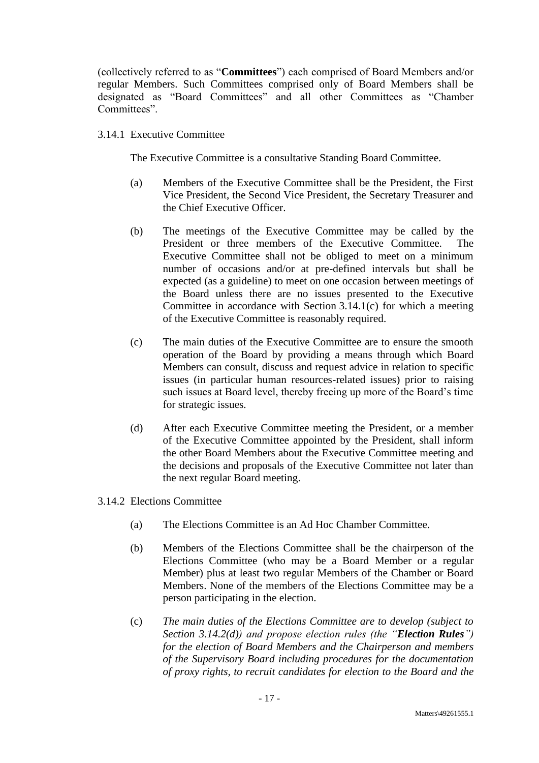(collectively referred to as "**Committees**") each comprised of Board Members and/or regular Members. Such Committees comprised only of Board Members shall be designated as "Board Committees" and all other Committees as "Chamber Committees".

3.14.1 Executive Committee

The Executive Committee is a consultative Standing Board Committee.

(a) Members of the Executive Committee shall be the President, the First Vice President, the Second Vice President, the Secretary Treasurer and the Chief Executive Officer.

(b) The meetings of the Executive Committee may be called by the President or three members of the Executive Committee. The Executive Committee shall not be obliged to meet on a minimum number of occasions and/or at pre-defined intervals but shall be expected (as a guideline) to meet on one occasion between meetings of the Board unless there are no issues presented to the Executive Committee in accordance with Section 3.14.1(c) for which a meeting of the Executive Committee is reasonably required.

(c) The main duties of the Executive Committee are to ensure the smooth operation of the Board by providing a means through which Board Members can consult, discuss and request advice in relation to specific issues (in particular human resources-related issues) prior to raising such issues at Board level, thereby freeing up more of the Board's time for strategic issues.

(d) After each Executive Committee meeting the President, or a member of the Executive Committee appointed by the President, shall inform the other Board Members about the Executive Committee meeting and the decisions and proposals of the Executive Committee not later than the next regular Board meeting.

3.14.2 Elections Committee

(a) The Elections Committee is an Ad Hoc Chamber Committee.

(b) Members of the Elections Committee shall be the chairperson of the Elections Committee (who may be a Board Member or a regular Member) plus at least two regular Members of the Chamber or Board Members. None of the members of the Elections Committee may be a person participating in the election.

(c) *The main duties of the Elections Committee are to develop (subject to Section 3.14.2(d)) and propose election rules (the "**Election Rules**") for the election of Board Members and the Chairperson and members of the Supervisory Board including procedures for the documentation of proxy rights, to recruit candidates for election to the Board and the*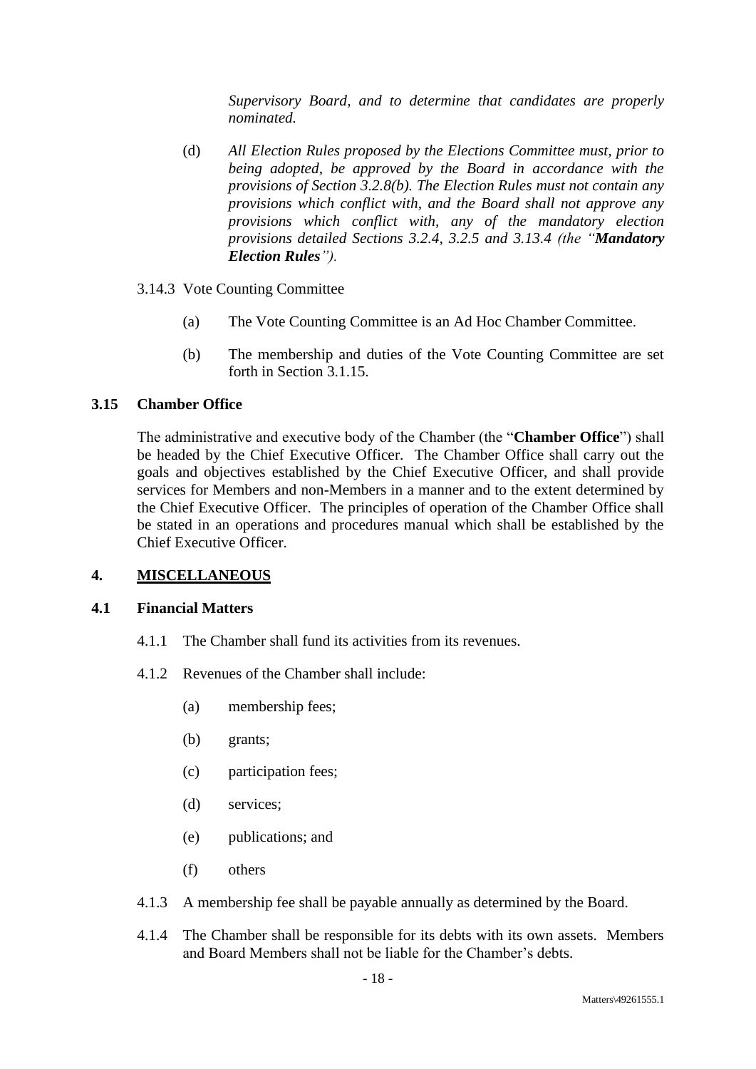*Supervisory Board, and to determine that candidates are properly nominated.*

(d) *All Election Rules proposed by the Elections Committee must, prior to being adopted, be approved by the Board in accordance with the provisions of Section 3.2.8(b). The Election Rules must not contain any provisions which conflict with, and the Board shall not approve any provisions which conflict with, any of the mandatory election provisions detailed Sections 3.2.4, 3.2.5 and 3.13.4 (the "**Mandatory Election Rules**").*

3.14.3 Vote Counting Committee

(a) The Vote Counting Committee is an Ad Hoc Chamber Committee.

(b) The membership and duties of the Vote Counting Committee are set forth in Section 3.1.15.

**3.15 Chamber Office**

The administrative and executive body of the Chamber (the "**Chamber Office**") shall be headed by the Chief Executive Officer. The Chamber Office shall carry out the goals and objectives established by the Chief Executive Officer, and shall provide services for Members and non-Members in a manner and to the extent determined by the Chief Executive Officer. The principles of operation of the Chamber Office shall be stated in an operations and procedures manual which shall be established by the Chief Executive Officer.

## 4. MISCELLANEOUS

**4.1 Financial Matters**

4.1.1 The Chamber shall fund its activities from its revenues.

4.1.2 Revenues of the Chamber shall include:

(a) membership fees;

(b) grants;

(c) participation fees;

(d) services;

(e) publications; and

(f) others

4.1.3 A membership fee shall be payable annually as determined by the Board.

4.1.4 The Chamber shall be responsible for its debts with its own assets. Members and Board Members shall not be liable for the Chamber's debts.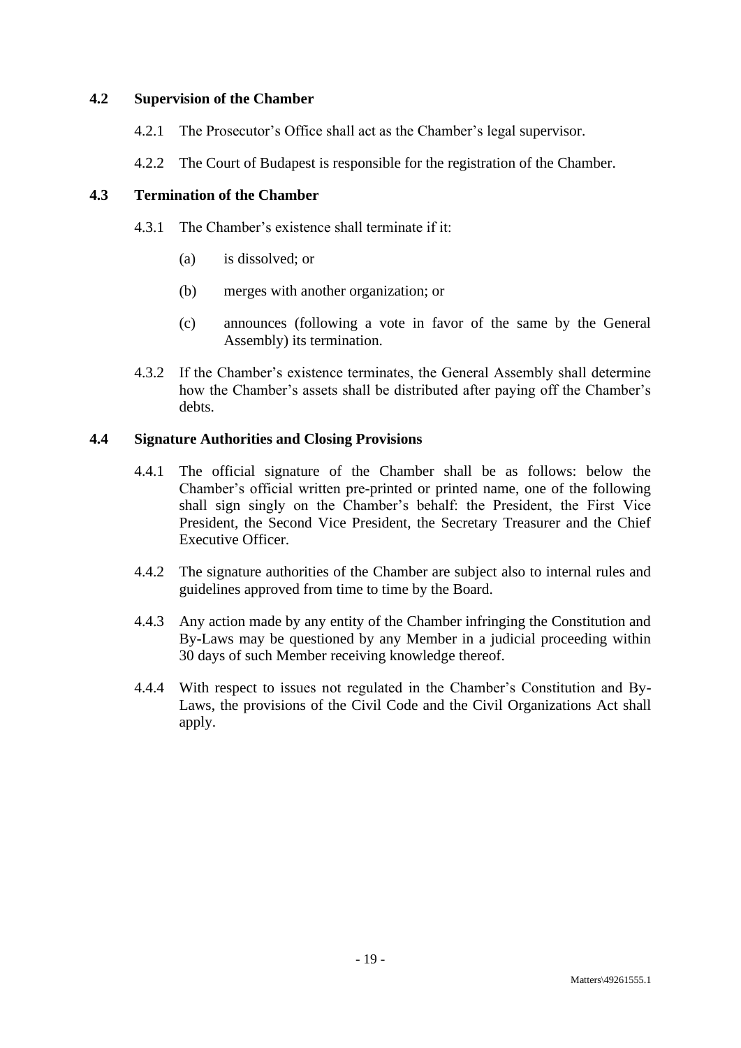### 4.2 Supervision of the Chamber

4.2.1 The Prosecutor's Office shall act as the Chamber's legal supervisor.

4.2.2 The Court of Budapest is responsible for the registration of the Chamber.

### 4.3 Termination of the Chamber

4.3.1 The Chamber's existence shall terminate if it:

(a) is dissolved; or

(b) merges with another organization; or

(c) announces (following a vote in favor of the same by the General Assembly) its termination.

4.3.2 If the Chamber's existence terminates, the General Assembly shall determine how the Chamber's assets shall be distributed after paying off the Chamber's debts.

### 4.4 Signature Authorities and Closing Provisions

4.4.1 The official signature of the Chamber shall be as follows: below the Chamber's official written pre-printed or printed name, one of the following shall sign singly on the Chamber's behalf: the President, the First Vice President, the Second Vice President, the Secretary Treasurer and the Chief Executive Officer.

4.4.2 The signature authorities of the Chamber are subject also to internal rules and guidelines approved from time to time by the Board.

4.4.3 Any action made by any entity of the Chamber infringing the Constitution and By-Laws may be questioned by any Member in a judicial proceeding within 30 days of such Member receiving knowledge thereof.

4.4.4 With respect to issues not regulated in the Chamber's Constitution and By-Laws, the provisions of the Civil Code and the Civil Organizations Act shall apply.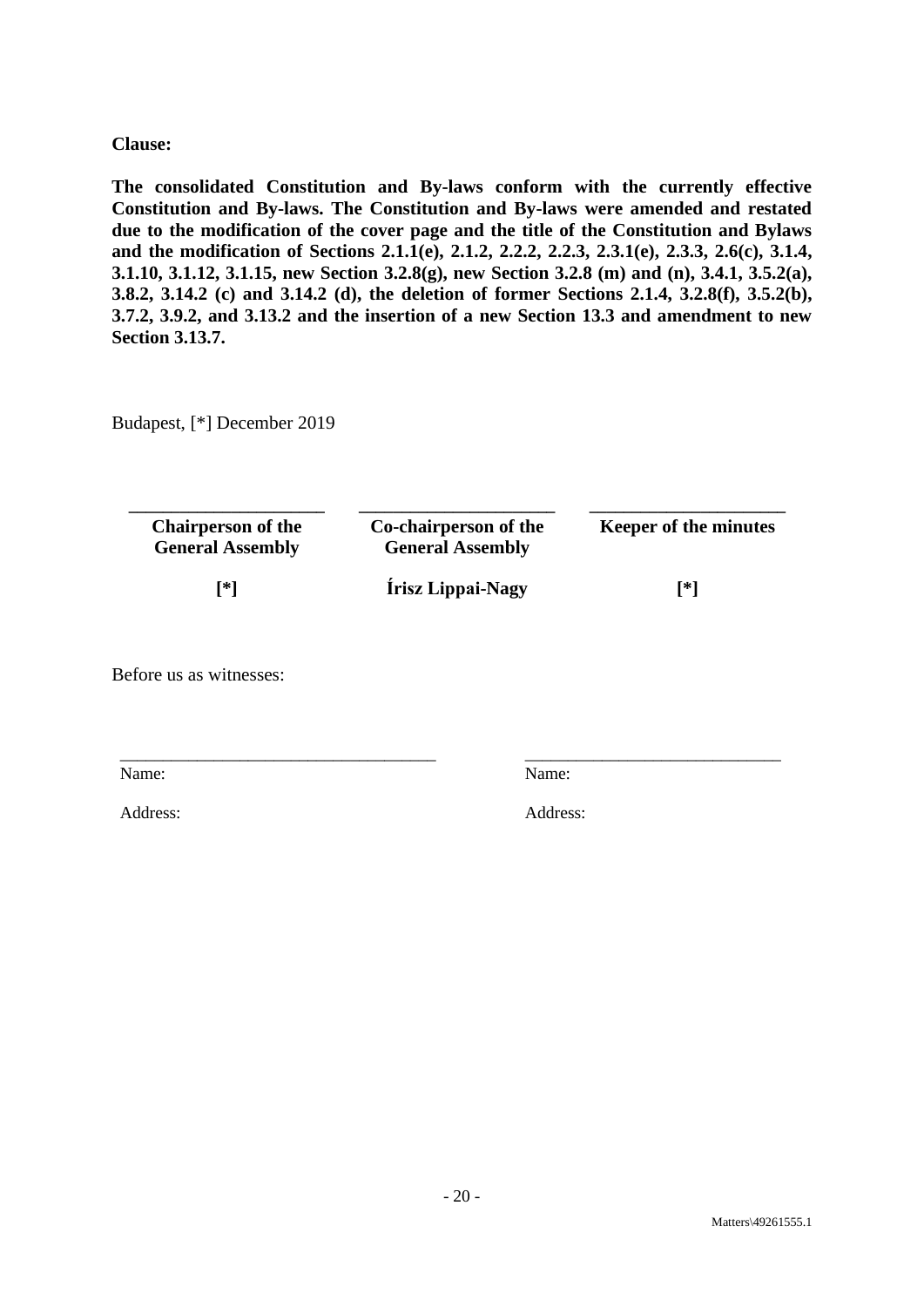**Clause:**

**The consolidated Constitution and By-laws conform with the currently effective Constitution and By-laws. The Constitution and By-laws were amended and restated due to the modification of the cover page and the title of the Constitution and Bylaws and the modification of Sections 2.1.1(e), 2.1.2, 2.2.2, 2.2.3, 2.3.1(e), 2.3.3, 2.6(c), 3.1.4, 3.1.10, 3.1.12, 3.1.15, new Section 3.2.8(g), new Section 3.2.8 (m) and (n), 3.4.1, 3.5.2(a), 3.8.2, 3.14.2 (c) and 3.14.2 (d), the deletion of former Sections 2.1.4, 3.2.8(f), 3.5.2(b), 3.7.2, 3.9.2, and 3.13.2 and the insertion of a new Section 13.3 and amendment to new Section 3.13.7.**

Budapest, [*] December 2019

| | | |
|---|---|---|
| \_\_\_\_\_\_\_\_\_\_\_\_\_\_\_\_\_\_\_\_ | \_\_\_\_\_\_\_\_\_\_\_\_\_\_\_\_\_\_\_\_ | \_\_\_\_\_\_\_\_\_\_\_\_\_\_\_\_\_\_\_\_ |
| **Chairperson of the General Assembly** | **Co-chairperson of the General Assembly** | **Keeper of the minutes** |
| **[*]** | **Írisz Lippai-Nagy** | **[*]** |

Before us as witnesses:

| | |
|---|---|
| \_\_\_\_\_\_\_\_\_\_\_\_\_\_\_\_\_\_\_\_\_\_\_\_\_\_\_\_\_\_\_\_\_\_ | \_\_\_\_\_\_\_\_\_\_\_\_\_\_\_\_\_\_\_\_\_\_\_\_\_\_\_\_ |
| Name: | Name: |
| Address: | Address: |

Matters\49261555.1